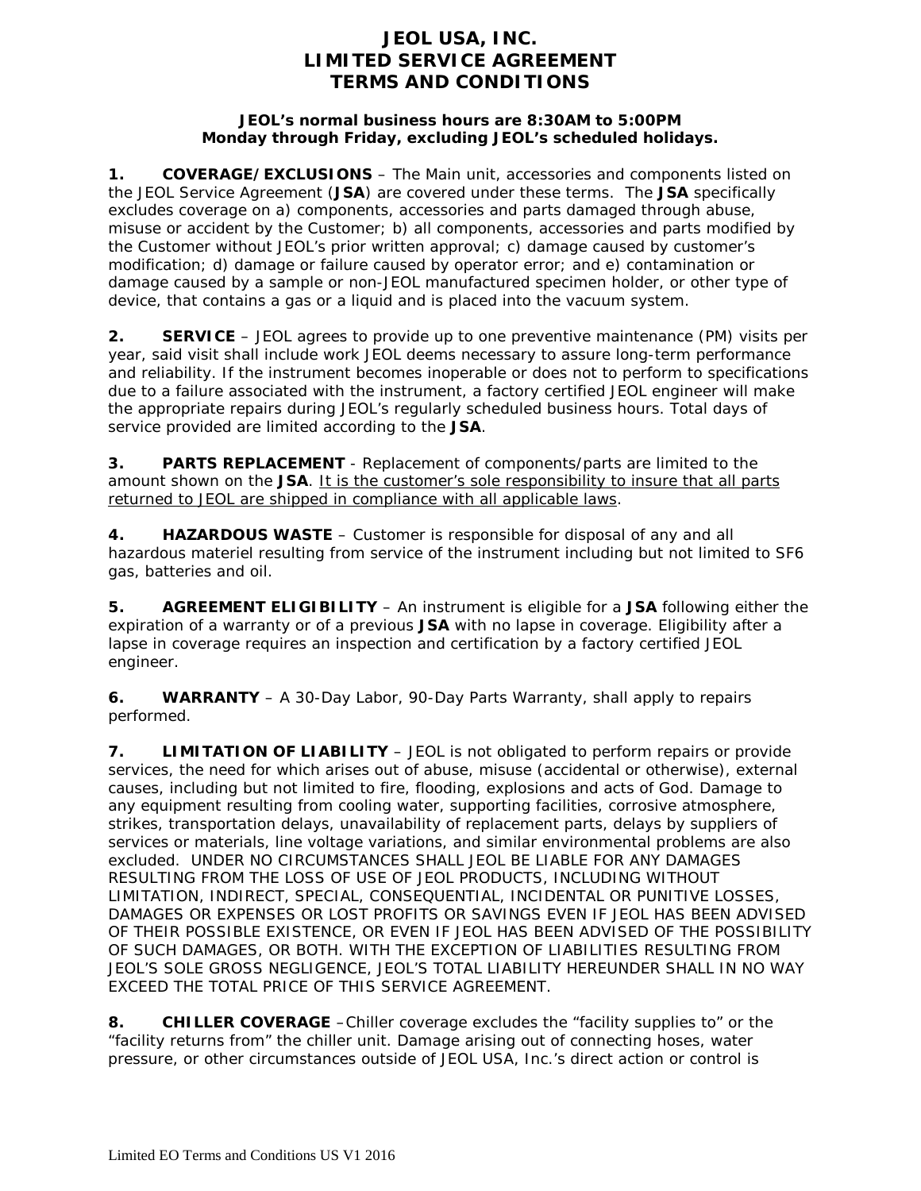# JEOL USA, INC.
# LIMITED SERVICE AGREEMENT
# TERMS AND CONDITIONS

**JEOL's normal business hours are 8:30AM to 5:00PM Monday through Friday, excluding JEOL's scheduled holidays.**

**1. COVERAGE/EXCLUSIONS** – The Main unit, accessories and components listed on the JEOL Service Agreement (**JSA**) are covered under these terms. The **JSA** specifically excludes coverage on a) components, accessories and parts damaged through abuse, misuse or accident by the Customer; b) all components, accessories and parts modified by the Customer without JEOL's prior written approval; c) damage caused by customer's modification; d) damage or failure caused by operator error; and e) contamination or damage caused by a sample or non-JEOL manufactured specimen holder, or other type of device, that contains a gas or a liquid and is placed into the vacuum system.

**2. SERVICE** – JEOL agrees to provide up to one preventive maintenance (PM) visits per year, said visit shall include work JEOL deems necessary to assure long-term performance and reliability. If the instrument becomes inoperable or does not to perform to specifications due to a failure associated with the instrument, a factory certified JEOL engineer will make the appropriate repairs during JEOL's regularly scheduled business hours. Total days of service provided are limited according to the **JSA**.

**3. PARTS REPLACEMENT** - Replacement of components/parts are limited to the amount shown on the **JSA**. <u>It is the customer's sole responsibility to insure that all parts returned to JEOL are shipped in compliance with all applicable laws</u>.

**4. HAZARDOUS WASTE** – Customer is responsible for disposal of any and all hazardous materiel resulting from service of the instrument including but not limited to SF6 gas, batteries and oil.

**5. AGREEMENT ELIGIBILITY** – An instrument is eligible for a **JSA** following either the expiration of a warranty or of a previous **JSA** with no lapse in coverage. Eligibility after a lapse in coverage requires an inspection and certification by a factory certified JEOL engineer.

**6. WARRANTY** – A 30-Day Labor, 90-Day Parts Warranty, shall apply to repairs performed.

**7. LIMITATION OF LIABILITY** – JEOL is not obligated to perform repairs or provide services, the need for which arises out of abuse, misuse (accidental or otherwise), external causes, including but not limited to fire, flooding, explosions and acts of God. Damage to any equipment resulting from cooling water, supporting facilities, corrosive atmosphere, strikes, transportation delays, unavailability of replacement parts, delays by suppliers of services or materials, line voltage variations, and similar environmental problems are also excluded. UNDER NO CIRCUMSTANCES SHALL JEOL BE LIABLE FOR ANY DAMAGES RESULTING FROM THE LOSS OF USE OF JEOL PRODUCTS, INCLUDING WITHOUT LIMITATION, INDIRECT, SPECIAL, CONSEQUENTIAL, INCIDENTAL OR PUNITIVE LOSSES, DAMAGES OR EXPENSES OR LOST PROFITS OR SAVINGS EVEN IF JEOL HAS BEEN ADVISED OF THEIR POSSIBLE EXISTENCE, OR EVEN IF JEOL HAS BEEN ADVISED OF THE POSSIBILITY OF SUCH DAMAGES, OR BOTH. WITH THE EXCEPTION OF LIABILITIES RESULTING FROM JEOL'S SOLE GROSS NEGLIGENCE, JEOL'S TOTAL LIABILITY HEREUNDER SHALL IN NO WAY EXCEED THE TOTAL PRICE OF THIS SERVICE AGREEMENT.

**8. CHILLER COVERAGE** –Chiller coverage excludes the "facility supplies to" or the "facility returns from" the chiller unit. Damage arising out of connecting hoses, water pressure, or other circumstances outside of JEOL USA, Inc.'s direct action or control is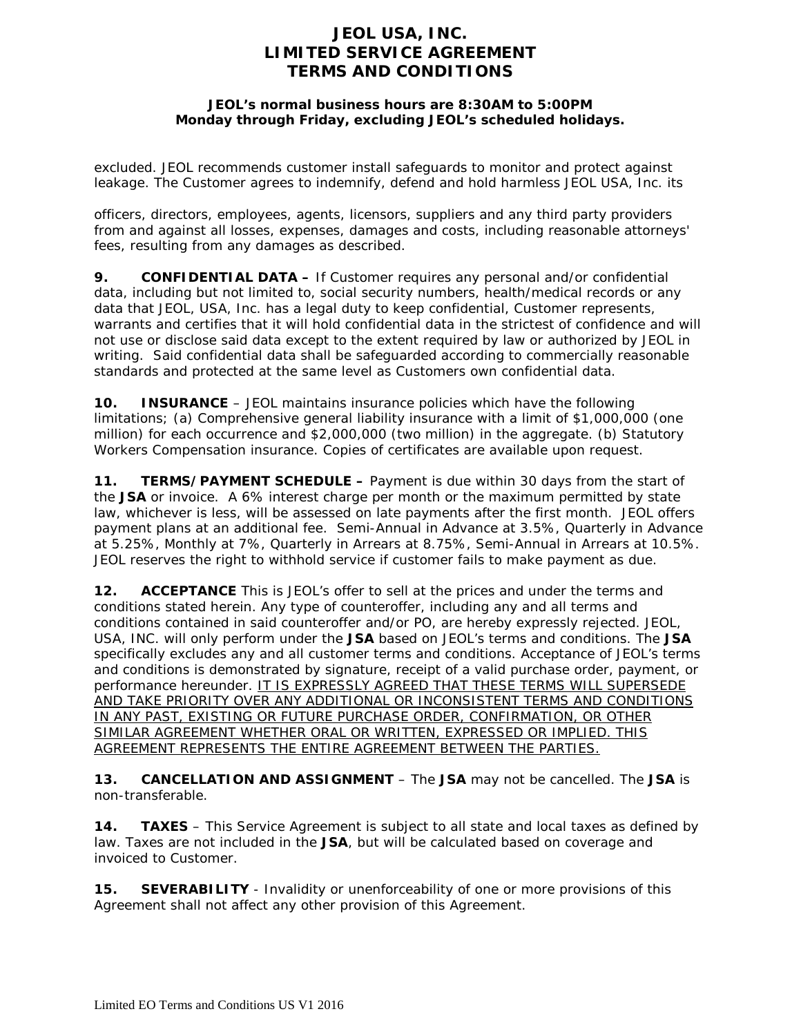# JEOL USA, INC.
# LIMITED SERVICE AGREEMENT
# TERMS AND CONDITIONS

**JEOL's normal business hours are 8:30AM to 5:00PM Monday through Friday, excluding JEOL's scheduled holidays.**

excluded. JEOL recommends customer install safeguards to monitor and protect against leakage. The Customer agrees to indemnify, defend and hold harmless JEOL USA, Inc. its

officers, directors, employees, agents, licensors, suppliers and any third party providers from and against all losses, expenses, damages and costs, including reasonable attorneys' fees, resulting from any damages as described.

**9. CONFIDENTIAL DATA –** If Customer requires any personal and/or confidential data, including but not limited to, social security numbers, health/medical records or any data that JEOL, USA, Inc. has a legal duty to keep confidential, Customer represents, warrants and certifies that it will hold confidential data in the strictest of confidence and will not use or disclose said data except to the extent required by law or authorized by JEOL in writing. Said confidential data shall be safeguarded according to commercially reasonable standards and protected at the same level as Customers own confidential data.

**10. INSURANCE** – JEOL maintains insurance policies which have the following limitations; (a) Comprehensive general liability insurance with a limit of $1,000,000 (one million) for each occurrence and $2,000,000 (two million) in the aggregate. (b) Statutory Workers Compensation insurance. Copies of certificates are available upon request.

**11. TERMS/PAYMENT SCHEDULE –** Payment is due within 30 days from the start of the **JSA** or invoice. A 6% interest charge per month or the maximum permitted by state law, whichever is less, will be assessed on late payments after the first month. JEOL offers payment plans at an additional fee. Semi-Annual in Advance at 3.5%, Quarterly in Advance at 5.25%, Monthly at 7%, Quarterly in Arrears at 8.75%, Semi-Annual in Arrears at 10.5%. JEOL reserves the right to withhold service if customer fails to make payment as due.

**12. ACCEPTANCE** This is JEOL's offer to sell at the prices and under the terms and conditions stated herein. Any type of counteroffer, including any and all terms and conditions contained in said counteroffer and/or PO, are hereby expressly rejected. JEOL, USA, INC. will only perform under the **JSA** based on JEOL's terms and conditions. The **JSA** specifically excludes any and all customer terms and conditions. Acceptance of JEOL's terms and conditions is demonstrated by signature, receipt of a valid purchase order, payment, or performance hereunder. IT IS EXPRESSLY AGREED THAT THESE TERMS WILL SUPERSEDE AND TAKE PRIORITY OVER ANY ADDITIONAL OR INCONSISTENT TERMS AND CONDITIONS IN ANY PAST, EXISTING OR FUTURE PURCHASE ORDER, CONFIRMATION, OR OTHER SIMILAR AGREEMENT WHETHER ORAL OR WRITTEN, EXPRESSED OR IMPLIED. THIS AGREEMENT REPRESENTS THE ENTIRE AGREEMENT BETWEEN THE PARTIES.

**13. CANCELLATION AND ASSIGNMENT** – The **JSA** may not be cancelled. The **JSA** is non-transferable.

**14. TAXES** – This Service Agreement is subject to all state and local taxes as defined by law. Taxes are not included in the **JSA**, but will be calculated based on coverage and invoiced to Customer.

**15. SEVERABILITY** - Invalidity or unenforceability of one or more provisions of this Agreement shall not affect any other provision of this Agreement.